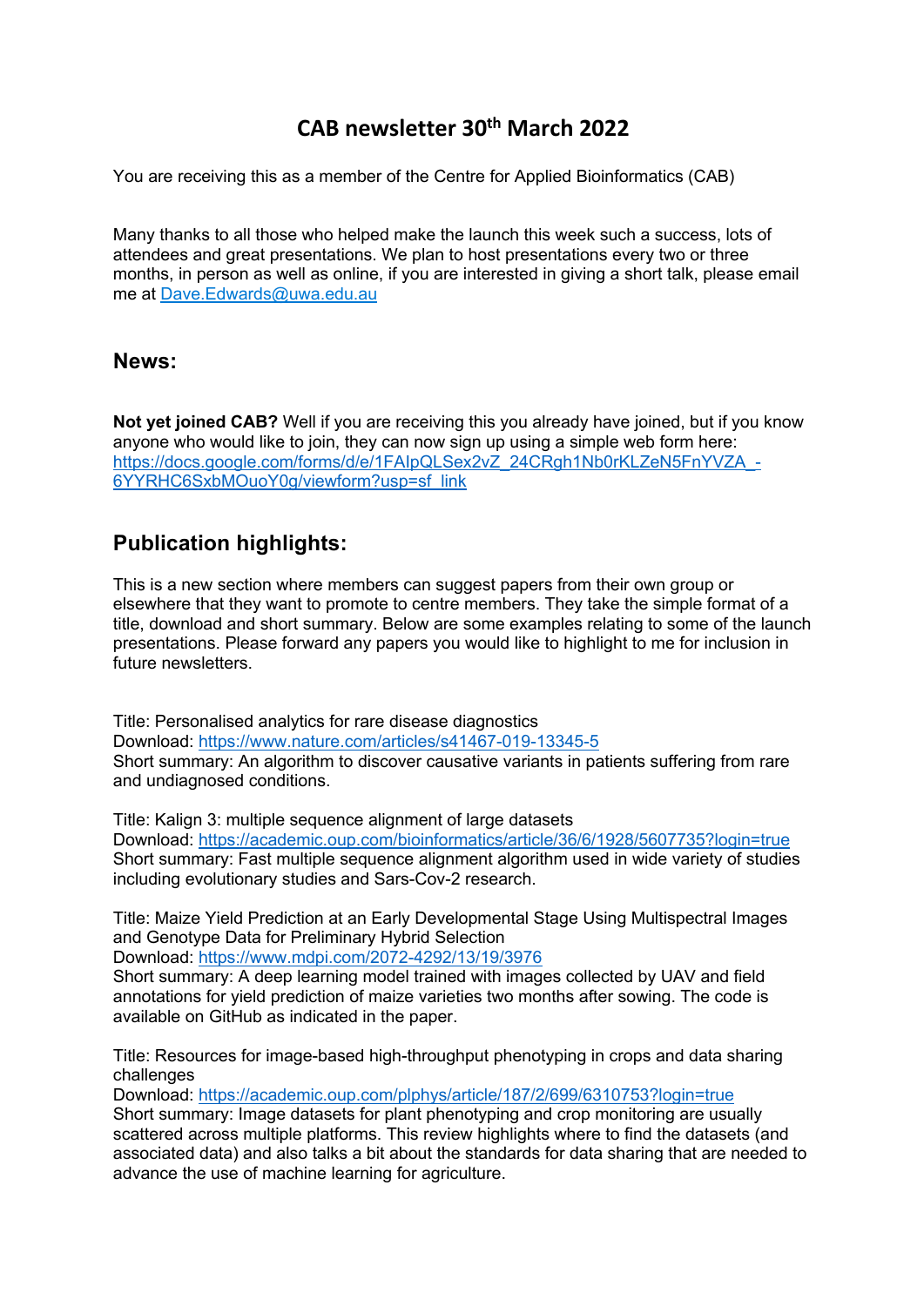# CAB newsletter 30th March 2022

You are receiving this as a member of the Centre for Applied Bioinformatics (CAB)

Many thanks to all those who helped make the launch this week such a success, lots of attendees and great presentations. We plan to host presentations every two or three months, in person as well as online, if you are interested in giving a short talk, please email me at Dave.Edwards@uwa.edu.au

## News:

**Not yet joined CAB?** Well if you are receiving this you already have joined, but if you know anyone who would like to join, they can now sign up using a simple web form here: https://docs.google.com/forms/d/e/1FAIpQLSex2vZ_24CRgh1Nb0rKLZeN5FnYVZA_-6YYRHC6SxbMOuoY0g/viewform?usp=sf_link

## Publication highlights:

This is a new section where members can suggest papers from their own group or elsewhere that they want to promote to centre members. They take the simple format of a title, download and short summary. Below are some examples relating to some of the launch presentations. Please forward any papers you would like to highlight to me for inclusion in future newsletters.

Title: Personalised analytics for rare disease diagnostics
Download: https://www.nature.com/articles/s41467-019-13345-5
Short summary: An algorithm to discover causative variants in patients suffering from rare and undiagnosed conditions.

Title: Kalign 3: multiple sequence alignment of large datasets
Download: https://academic.oup.com/bioinformatics/article/36/6/1928/5607735?login=true
Short summary: Fast multiple sequence alignment algorithm used in wide variety of studies including evolutionary studies and Sars-Cov-2 research.

Title: Maize Yield Prediction at an Early Developmental Stage Using Multispectral Images and Genotype Data for Preliminary Hybrid Selection
Download: https://www.mdpi.com/2072-4292/13/19/3976
Short summary: A deep learning model trained with images collected by UAV and field annotations for yield prediction of maize varieties two months after sowing. The code is available on GitHub as indicated in the paper.

Title: Resources for image-based high-throughput phenotyping in crops and data sharing challenges
Download: https://academic.oup.com/plphys/article/187/2/699/6310753?login=true
Short summary: Image datasets for plant phenotyping and crop monitoring are usually scattered across multiple platforms. This review highlights where to find the datasets (and associated data) and also talks a bit about the standards for data sharing that are needed to advance the use of machine learning for agriculture.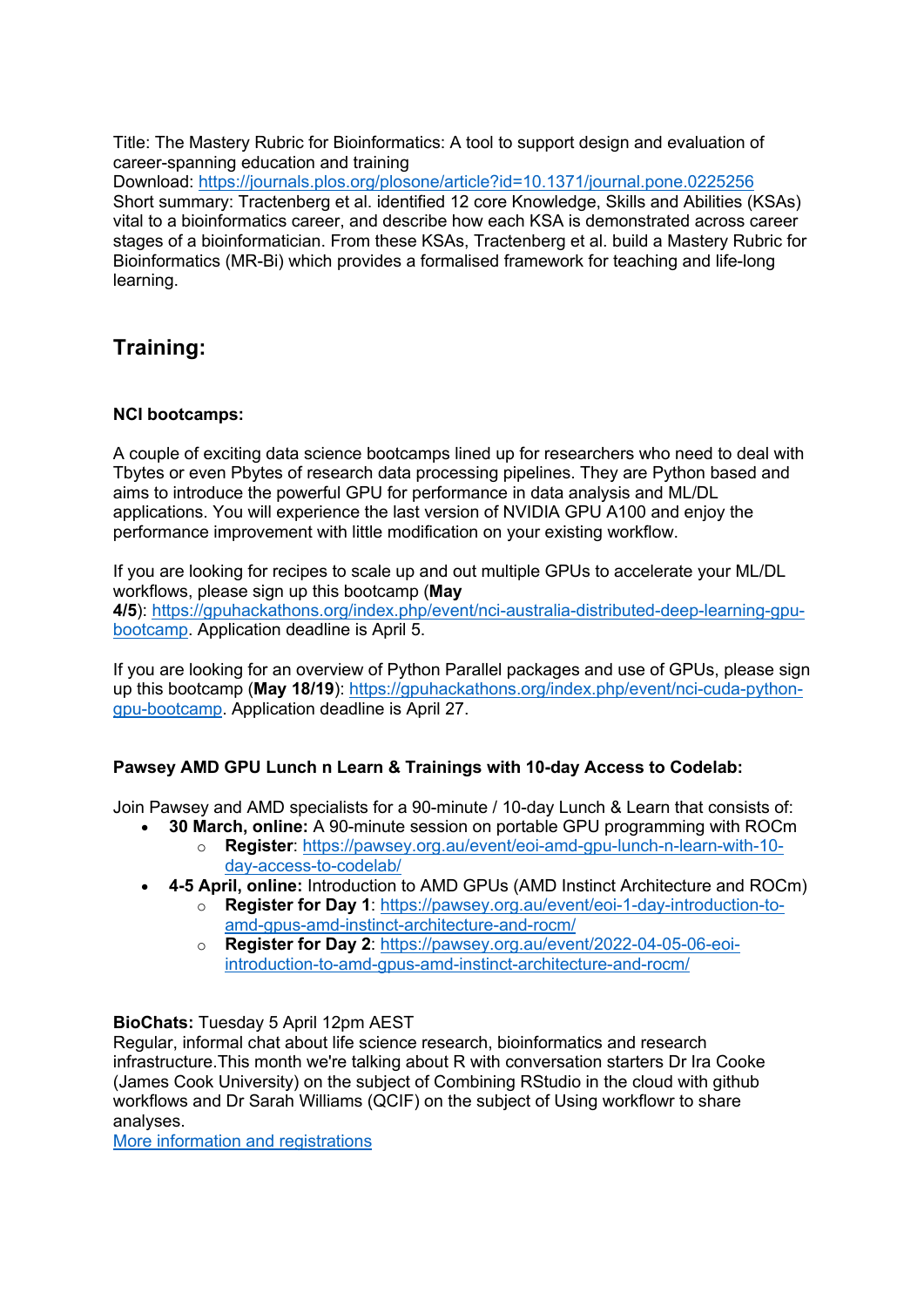Title: The Mastery Rubric for Bioinformatics: A tool to support design and evaluation of career-spanning education and training
Download: https://journals.plos.org/plosone/article?id=10.1371/journal.pone.0225256
Short summary: Tractenberg et al. identified 12 core Knowledge, Skills and Abilities (KSAs) vital to a bioinformatics career, and describe how each KSA is demonstrated across career stages of a bioinformatician. From these KSAs, Tractenberg et al. build a Mastery Rubric for Bioinformatics (MR-Bi) which provides a formalised framework for teaching and life-long learning.

## Training:

### NCI bootcamps:

A couple of exciting data science bootcamps lined up for researchers who need to deal with Tbytes or even Pbytes of research data processing pipelines. They are Python based and aims to introduce the powerful GPU for performance in data analysis and ML/DL applications. You will experience the last version of NVIDIA GPU A100 and enjoy the performance improvement with little modification on your existing workflow.

If you are looking for recipes to scale up and out multiple GPUs to accelerate your ML/DL workflows, please sign up this bootcamp (**May 4/5**): https://gpuhackathons.org/index.php/event/nci-australia-distributed-deep-learning-gpu-bootcamp. Application deadline is April 5.

If you are looking for an overview of Python Parallel packages and use of GPUs, please sign up this bootcamp (**May 18/19**): https://gpuhackathons.org/index.php/event/nci-cuda-python-gpu-bootcamp. Application deadline is April 27.

### Pawsey AMD GPU Lunch n Learn & Trainings with 10-day Access to Codelab:

Join Pawsey and AMD specialists for a 90-minute / 10-day Lunch & Learn that consists of:

- **30 March, online:** A 90-minute session on portable GPU programming with ROCm
  - **Register**: https://pawsey.org.au/event/eoi-amd-gpu-lunch-n-learn-with-10-day-access-to-codelab/
- **4-5 April, online:** Introduction to AMD GPUs (AMD Instinct Architecture and ROCm)
  - **Register for Day 1**: https://pawsey.org.au/event/eoi-1-day-introduction-to-amd-gpus-amd-instinct-architecture-and-rocm/
  - **Register for Day 2**: https://pawsey.org.au/event/2022-04-05-06-eoi-introduction-to-amd-gpus-amd-instinct-architecture-and-rocm/

**BioChats:** Tuesday 5 April 12pm AEST
Regular, informal chat about life science research, bioinformatics and research infrastructure.This month we're talking about R with conversation starters Dr Ira Cooke (James Cook University) on the subject of Combining RStudio in the cloud with github workflows and Dr Sarah Williams (QCIF) on the subject of Using workflowr to share analyses.
More information and registrations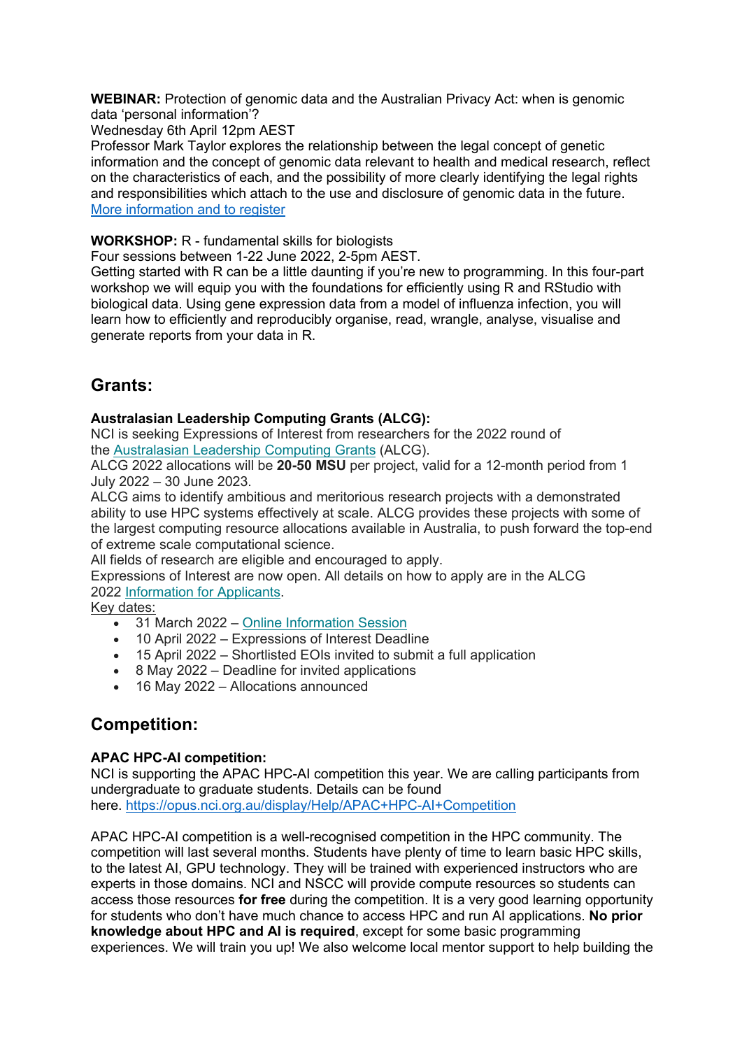**WEBINAR:** Protection of genomic data and the Australian Privacy Act: when is genomic data 'personal information'?
Wednesday 6th April 12pm AEST
Professor Mark Taylor explores the relationship between the legal concept of genetic information and the concept of genomic data relevant to health and medical research, reflect on the characteristics of each, and the possibility of more clearly identifying the legal rights and responsibilities which attach to the use and disclosure of genomic data in the future.
[More information and to register]()

**WORKSHOP:** R - fundamental skills for biologists
Four sessions between 1-22 June 2022, 2-5pm AEST.
Getting started with R can be a little daunting if you're new to programming. In this four-part workshop we will equip you with the foundations for efficiently using R and RStudio with biological data. Using gene expression data from a model of influenza infection, you will learn how to efficiently and reproducibly organise, read, wrangle, analyse, visualise and generate reports from your data in R.

## Grants:

**Australasian Leadership Computing Grants (ALCG):**
NCI is seeking Expressions of Interest from researchers for the 2022 round of the [Australasian Leadership Computing Grants]() (ALCG).
ALCG 2022 allocations will be **20-50 MSU** per project, valid for a 12-month period from 1 July 2022 – 30 June 2023.
ALCG aims to identify ambitious and meritorious research projects with a demonstrated ability to use HPC systems effectively at scale. ALCG provides these projects with some of the largest computing resource allocations available in Australia, to push forward the top-end of extreme scale computational science.
All fields of research are eligible and encouraged to apply.
Expressions of Interest are now open. All details on how to apply are in the ALCG 2022 [Information for Applicants]().
Key dates:

- 31 March 2022 – [Online Information Session]()
- 10 April 2022 – Expressions of Interest Deadline
- 15 April 2022 – Shortlisted EOIs invited to submit a full application
- 8 May 2022 – Deadline for invited applications
- 16 May 2022 – Allocations announced

## Competition:

**APAC HPC-AI competition:**
NCI is supporting the APAC HPC-AI competition this year. We are calling participants from undergraduate to graduate students. Details can be found here. https://opus.nci.org.au/display/Help/APAC+HPC-AI+Competition

APAC HPC-AI competition is a well-recognised competition in the HPC community. The competition will last several months. Students have plenty of time to learn basic HPC skills, to the latest AI, GPU technology. They will be trained with experienced instructors who are experts in those domains. NCI and NSCC will provide compute resources so students can access those resources **for free** during the competition. It is a very good learning opportunity for students who don't have much chance to access HPC and run AI applications. **No prior knowledge about HPC and AI is required**, except for some basic programming experiences. We will train you up! We also welcome local mentor support to help building the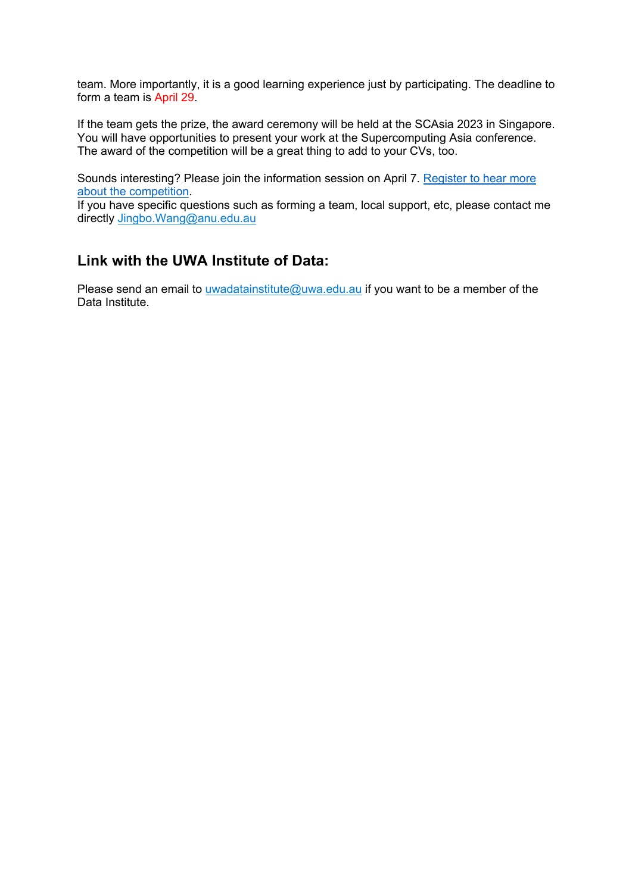team. More importantly, it is a good learning experience just by participating. The deadline to form a team is April 29.

If the team gets the prize, the award ceremony will be held at the SCAsia 2023 in Singapore. You will have opportunities to present your work at the Supercomputing Asia conference. The award of the competition will be a great thing to add to your CVs, too.

Sounds interesting? Please join the information session on April 7. Register to hear more about the competition.
If you have specific questions such as forming a team, local support, etc, please contact me directly Jingbo.Wang@anu.edu.au

## Link with the UWA Institute of Data:

Please send an email to uwadatainstitute@uwa.edu.au if you want to be a member of the Data Institute.